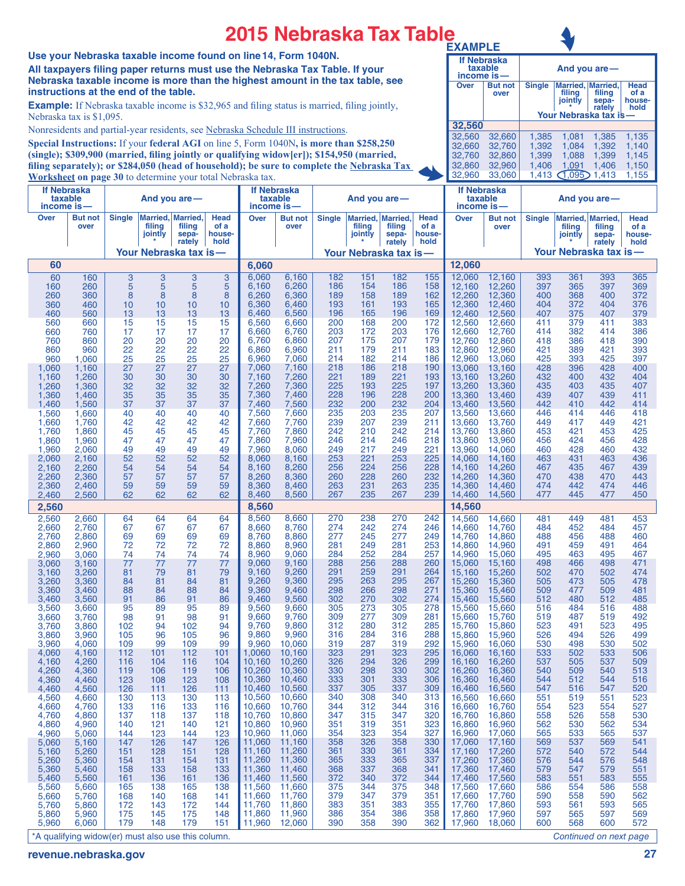# 2015 Nebraska Tax Table

**Use your Nebraska taxable income found on line 14, Form 1040N.**

**All taxpayers filing paper returns must use the Nebraska Tax Table. If your Nebraska taxable income is more than the highest amount in the tax table, see instructions at the end of the table.**

**Example:** If Nebraska taxable income is $32,965 and filing status is married, filing jointly, Nebraska tax is $1,095.

Nonresidents and partial-year residents, see Nebraska Schedule III instructions.

**Special Instructions:** If your **federal AGI** on line 5, Form 1040N, **is more than $258,250 (single); $309,900 (married, filing jointly or qualifying widow[er]); $154,950 (married, filing separately); or $284,050 (head of household);** be sure to complete the Nebraska Tax Worksheet on page 30 to determine your total Nebraska tax.

**EXAMPLE**

| Over | But not over | Single | Married, filing jointly * | Married, filing separately | Head of a household |
|---|---|---|---|---|---|
| **32,560** | | | | | |
| 32,560 | 32,660 | 1,385 | 1,081 | 1,385 | 1,135 |
| 32,660 | 32,760 | 1,392 | 1,084 | 1,392 | 1,140 |
| 32,760 | 32,860 | 1,399 | 1,088 | 1,399 | 1,145 |
| 32,860 | 32,960 | 1,406 | 1,091 | 1,406 | 1,150 |
| 32,960 | 33,060 | 1,413 | 1,095 | 1,413 | 1,155 |

If Nebraska taxable income is — / And you are — / Your Nebraska tax is —

| Over | But not over | Single | Married, filing jointly * | Married, filing separately | Head of a household |
|---|---|---|---|---|---|
| **60** | | | | | |
| 60 | 160 | 3 | 3 | 3 | 3 |
| 160 | 260 | 5 | 5 | 5 | 5 |
| 260 | 360 | 8 | 8 | 8 | 8 |
| 360 | 460 | 10 | 10 | 10 | 10 |
| 460 | 560 | 13 | 13 | 13 | 13 |
| 560 | 660 | 15 | 15 | 15 | 15 |
| 660 | 760 | 17 | 17 | 17 | 17 |
| 760 | 860 | 20 | 20 | 20 | 20 |
| 860 | 960 | 22 | 22 | 22 | 22 |
| 960 | 1,060 | 25 | 25 | 25 | 25 |
| 1,060 | 1,160 | 27 | 27 | 27 | 27 |
| 1,160 | 1,260 | 30 | 30 | 30 | 30 |
| 1,260 | 1,360 | 32 | 32 | 32 | 32 |
| 1,360 | 1,460 | 35 | 35 | 35 | 35 |
| 1,460 | 1,560 | 37 | 37 | 37 | 37 |
| 1,560 | 1,660 | 40 | 40 | 40 | 40 |
| 1,660 | 1,760 | 42 | 42 | 42 | 42 |
| 1,760 | 1,860 | 45 | 45 | 45 | 45 |
| 1,860 | 1,960 | 47 | 47 | 47 | 47 |
| 1,960 | 2,060 | 49 | 49 | 49 | 49 |
| 2,060 | 2,160 | 52 | 52 | 52 | 52 |
| 2,160 | 2,260 | 54 | 54 | 54 | 54 |
| 2,260 | 2,360 | 57 | 57 | 57 | 57 |
| 2,360 | 2,460 | 59 | 59 | 59 | 59 |
| 2,460 | 2,560 | 62 | 62 | 62 | 62 |
| **2,560** | | | | | |
| 2,560 | 2,660 | 64 | 64 | 64 | 64 |
| 2,660 | 2,760 | 67 | 67 | 67 | 67 |
| 2,760 | 2,860 | 69 | 69 | 69 | 69 |
| 2,860 | 2,960 | 72 | 72 | 72 | 72 |
| 2,960 | 3,060 | 74 | 74 | 74 | 74 |
| 3,060 | 3,160 | 77 | 77 | 77 | 77 |
| 3,160 | 3,260 | 81 | 79 | 81 | 79 |
| 3,260 | 3,360 | 84 | 81 | 84 | 81 |
| 3,360 | 3,460 | 88 | 84 | 88 | 84 |
| 3,460 | 3,560 | 91 | 86 | 91 | 86 |
| 3,560 | 3,660 | 95 | 89 | 95 | 89 |
| 3,660 | 3,760 | 98 | 91 | 98 | 91 |
| 3,760 | 3,860 | 102 | 94 | 102 | 94 |
| 3,860 | 3,960 | 105 | 96 | 105 | 96 |
| 3,960 | 4,060 | 109 | 99 | 109 | 99 |
| 4,060 | 4,160 | 112 | 101 | 112 | 101 |
| 4,160 | 4,260 | 116 | 104 | 116 | 104 |
| 4,260 | 4,360 | 119 | 106 | 119 | 106 |
| 4,360 | 4,460 | 123 | 108 | 123 | 108 |
| 4,460 | 4,560 | 126 | 111 | 126 | 111 |
| 4,560 | 4,660 | 130 | 113 | 130 | 113 |
| 4,660 | 4,760 | 133 | 116 | 133 | 116 |
| 4,760 | 4,860 | 137 | 118 | 137 | 118 |
| 4,860 | 4,960 | 140 | 121 | 140 | 121 |
| 4,960 | 5,060 | 144 | 123 | 144 | 123 |
| 5,060 | 5,160 | 147 | 126 | 147 | 126 |
| 5,160 | 5,260 | 151 | 128 | 151 | 128 |
| 5,260 | 5,360 | 154 | 131 | 154 | 131 |
| 5,360 | 5,460 | 158 | 133 | 158 | 133 |
| 5,460 | 5,560 | 161 | 136 | 161 | 136 |
| 5,560 | 5,660 | 165 | 138 | 165 | 138 |
| 5,660 | 5,760 | 168 | 140 | 168 | 141 |
| 5,760 | 5,860 | 172 | 143 | 172 | 144 |
| 5,860 | 5,960 | 175 | 145 | 175 | 148 |
| 5,960 | 6,060 | 179 | 148 | 179 | 151 |
| **6,060** | | | | | |
| 6,060 | 6,160 | 182 | 151 | 182 | 155 |
| 6,160 | 6,260 | 186 | 154 | 186 | 158 |
| 6,260 | 6,360 | 189 | 158 | 189 | 162 |
| 6,360 | 6,460 | 193 | 161 | 193 | 165 |
| 6,460 | 6,560 | 196 | 165 | 196 | 169 |
| 6,560 | 6,660 | 200 | 168 | 200 | 172 |
| 6,660 | 6,760 | 203 | 172 | 203 | 176 |
| 6,760 | 6,860 | 207 | 175 | 207 | 179 |
| 6,860 | 6,960 | 211 | 179 | 211 | 183 |
| 6,960 | 7,060 | 214 | 182 | 214 | 186 |
| 7,060 | 7,160 | 218 | 186 | 218 | 190 |
| 7,160 | 7,260 | 221 | 189 | 221 | 193 |
| 7,260 | 7,360 | 225 | 193 | 225 | 197 |
| 7,360 | 7,460 | 228 | 196 | 228 | 200 |
| 7,460 | 7,560 | 232 | 200 | 232 | 204 |
| 7,560 | 7,660 | 235 | 203 | 235 | 207 |
| 7,660 | 7,760 | 239 | 207 | 239 | 211 |
| 7,760 | 7,860 | 242 | 210 | 242 | 214 |
| 7,860 | 7,960 | 246 | 214 | 246 | 218 |
| 7,960 | 8,060 | 249 | 217 | 249 | 221 |
| 8,060 | 8,160 | 253 | 221 | 253 | 225 |
| 8,160 | 8,260 | 256 | 224 | 256 | 228 |
| 8,260 | 8,360 | 260 | 228 | 260 | 232 |
| 8,360 | 8,460 | 263 | 231 | 263 | 235 |
| 8,460 | 8,560 | 267 | 235 | 267 | 239 |
| **8,560** | | | | | |
| 8,560 | 8,660 | 270 | 238 | 270 | 242 |
| 8,660 | 8,760 | 274 | 242 | 274 | 246 |
| 8,760 | 8,860 | 277 | 245 | 277 | 249 |
| 8,860 | 8,960 | 281 | 249 | 281 | 253 |
| 8,960 | 9,060 | 284 | 252 | 284 | 257 |
| 9,060 | 9,160 | 288 | 256 | 288 | 260 |
| 9,160 | 9,260 | 291 | 259 | 291 | 264 |
| 9,260 | 9,360 | 295 | 263 | 295 | 267 |
| 9,360 | 9,460 | 298 | 266 | 298 | 271 |
| 9,460 | 9,560 | 302 | 270 | 302 | 274 |
| 9,560 | 9,660 | 305 | 273 | 305 | 278 |
| 9,660 | 9,760 | 309 | 277 | 309 | 281 |
| 9,760 | 9,860 | 312 | 280 | 312 | 285 |
| 9,860 | 9,960 | 316 | 284 | 316 | 288 |
| 9,960 | 10,060 | 319 | 287 | 319 | 292 |
| 1,0060 | 10,160 | 323 | 291 | 323 | 295 |
| 10,160 | 10,260 | 326 | 294 | 326 | 299 |
| 10,260 | 10,360 | 330 | 298 | 330 | 302 |
| 10,360 | 10,460 | 333 | 301 | 333 | 306 |
| 10,460 | 10,560 | 337 | 305 | 337 | 309 |
| 10,560 | 10,660 | 340 | 308 | 340 | 313 |
| 10,660 | 10,760 | 344 | 312 | 344 | 316 |
| 10,760 | 10,860 | 347 | 315 | 347 | 320 |
| 10,860 | 10,960 | 351 | 319 | 351 | 323 |
| 10,960 | 11,060 | 354 | 323 | 354 | 327 |
| 11,060 | 11,160 | 358 | 326 | 358 | 330 |
| 11,160 | 11,260 | 361 | 330 | 361 | 334 |
| 11,260 | 11,360 | 365 | 333 | 365 | 337 |
| 11,360 | 11,460 | 368 | 337 | 368 | 341 |
| 11,460 | 11,560 | 372 | 340 | 372 | 344 |
| 11,560 | 11,660 | 375 | 344 | 375 | 348 |
| 11,660 | 11,760 | 379 | 347 | 379 | 351 |
| 11,760 | 11,860 | 383 | 351 | 383 | 355 |
| 11,860 | 11,960 | 386 | 354 | 386 | 358 |
| 11,960 | 12,060 | 390 | 358 | 390 | 362 |
| **12,060** | | | | | |
| 12,060 | 12,160 | 393 | 361 | 393 | 365 |
| 12,160 | 12,260 | 397 | 365 | 397 | 369 |
| 12,260 | 12,360 | 400 | 368 | 400 | 372 |
| 12,360 | 12,460 | 404 | 372 | 404 | 376 |
| 12,460 | 12,560 | 407 | 375 | 407 | 379 |
| 12,560 | 12,660 | 411 | 379 | 411 | 383 |
| 12,660 | 12,760 | 414 | 382 | 414 | 386 |
| 12,760 | 12,860 | 418 | 386 | 418 | 390 |
| 12,860 | 12,960 | 421 | 389 | 421 | 393 |
| 12,960 | 13,060 | 425 | 393 | 425 | 397 |
| 13,060 | 13,160 | 428 | 396 | 428 | 400 |
| 13,160 | 13,260 | 432 | 400 | 432 | 404 |
| 13,260 | 13,360 | 435 | 403 | 435 | 407 |
| 13,360 | 13,460 | 439 | 407 | 439 | 411 |
| 13,460 | 13,560 | 442 | 410 | 442 | 414 |
| 13,560 | 13,660 | 446 | 414 | 446 | 418 |
| 13,660 | 13,760 | 449 | 417 | 449 | 421 |
| 13,760 | 13,860 | 453 | 421 | 453 | 425 |
| 13,860 | 13,960 | 456 | 424 | 456 | 428 |
| 13,960 | 14,060 | 460 | 428 | 460 | 432 |
| 14,060 | 14,160 | 463 | 431 | 463 | 436 |
| 14,160 | 14,260 | 467 | 435 | 467 | 439 |
| 14,260 | 14,360 | 470 | 438 | 470 | 443 |
| 14,360 | 14,460 | 474 | 442 | 474 | 446 |
| 14,460 | 14,560 | 477 | 445 | 477 | 450 |
| **14,560** | | | | | |
| 14,560 | 14,660 | 481 | 449 | 481 | 453 |
| 14,660 | 14,760 | 484 | 452 | 484 | 457 |
| 14,760 | 14,860 | 488 | 456 | 488 | 460 |
| 14,860 | 14,960 | 491 | 459 | 491 | 464 |
| 14,960 | 15,060 | 495 | 463 | 495 | 467 |
| 15,060 | 15,160 | 498 | 466 | 498 | 471 |
| 15,160 | 15,260 | 502 | 470 | 502 | 474 |
| 15,260 | 15,360 | 505 | 473 | 505 | 478 |
| 15,360 | 15,460 | 509 | 477 | 509 | 481 |
| 15,460 | 15,560 | 512 | 480 | 512 | 485 |
| 15,560 | 15,660 | 516 | 484 | 516 | 488 |
| 15,660 | 15,760 | 519 | 487 | 519 | 492 |
| 15,760 | 15,860 | 523 | 491 | 523 | 495 |
| 15,860 | 15,960 | 526 | 494 | 526 | 499 |
| 15,960 | 16,060 | 530 | 498 | 530 | 502 |
| 16,060 | 16,160 | 533 | 502 | 533 | 506 |
| 16,160 | 16,260 | 537 | 505 | 537 | 509 |
| 16,260 | 16,360 | 540 | 509 | 540 | 513 |
| 16,360 | 16,460 | 544 | 512 | 544 | 516 |
| 16,460 | 16,560 | 547 | 516 | 547 | 520 |
| 16,560 | 16,660 | 551 | 519 | 551 | 523 |
| 16,660 | 16,760 | 554 | 523 | 554 | 527 |
| 16,760 | 16,860 | 558 | 526 | 558 | 530 |
| 16,860 | 16,960 | 562 | 530 | 562 | 534 |
| 16,960 | 17,060 | 565 | 533 | 565 | 537 |
| 17,060 | 17,160 | 569 | 537 | 569 | 541 |
| 17,160 | 17,260 | 572 | 540 | 572 | 544 |
| 17,260 | 17,360 | 576 | 544 | 576 | 548 |
| 17,360 | 17,460 | 579 | 547 | 579 | 551 |
| 17,460 | 17,560 | 583 | 551 | 583 | 555 |
| 17,560 | 17,660 | 586 | 554 | 586 | 558 |
| 17,660 | 17,760 | 590 | 558 | 590 | 562 |
| 17,760 | 17,860 | 593 | 561 | 593 | 565 |
| 17,860 | 17,960 | 597 | 565 | 597 | 569 |
| 17,960 | 18,060 | 600 | 568 | 600 | 572 |

*A qualifying widow(er) must also use this column.

*Continued on next page*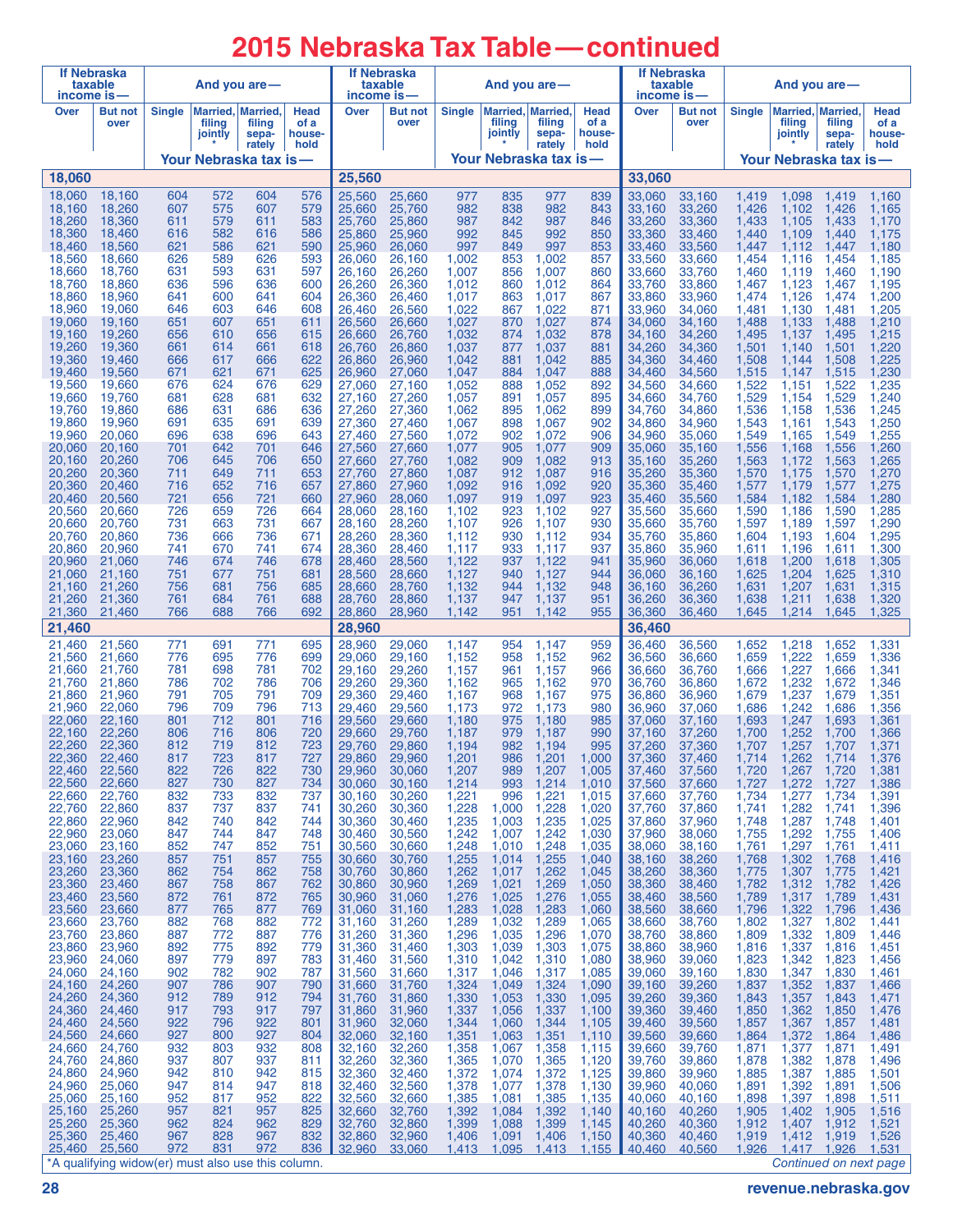# 2015 Nebraska Tax Table — continued

| If Nebraska taxable income is— Over | But not over | Single | Married, filing jointly * | Married, filing separately | Head of a household |
|---|---|---|---|---|---|
| | | Your Nebraska tax is— | | | |
| **18,060** | | | | | |
| 18,060 | 18,160 | 604 | 572 | 604 | 576 |
| 18,160 | 18,260 | 607 | 575 | 607 | 579 |
| 18,260 | 18,360 | 611 | 579 | 611 | 583 |
| 18,360 | 18,460 | 616 | 582 | 616 | 586 |
| 18,460 | 18,560 | 621 | 586 | 621 | 590 |
| 18,560 | 18,660 | 626 | 589 | 626 | 593 |
| 18,660 | 18,760 | 631 | 593 | 631 | 597 |
| 18,760 | 18,860 | 636 | 596 | 636 | 600 |
| 18,860 | 18,960 | 641 | 600 | 641 | 604 |
| 18,960 | 19,060 | 646 | 603 | 646 | 608 |
| 19,060 | 19,160 | 651 | 607 | 651 | 611 |
| 19,160 | 19,260 | 656 | 610 | 656 | 615 |
| 19,260 | 19,360 | 661 | 614 | 661 | 618 |
| 19,360 | 19,460 | 666 | 617 | 666 | 622 |
| 19,460 | 19,560 | 671 | 621 | 671 | 625 |
| 19,560 | 19,660 | 676 | 624 | 676 | 629 |
| 19,660 | 19,760 | 681 | 628 | 681 | 632 |
| 19,760 | 19,860 | 686 | 631 | 686 | 636 |
| 19,860 | 19,960 | 691 | 635 | 691 | 639 |
| 19,960 | 20,060 | 696 | 638 | 696 | 643 |
| 20,060 | 20,160 | 701 | 642 | 701 | 646 |
| 20,160 | 20,260 | 706 | 645 | 706 | 650 |
| 20,260 | 20,360 | 711 | 649 | 711 | 653 |
| 20,360 | 20,460 | 716 | 652 | 716 | 657 |
| 20,460 | 20,560 | 721 | 656 | 721 | 660 |
| 20,560 | 20,660 | 726 | 659 | 726 | 664 |
| 20,660 | 20,760 | 731 | 663 | 731 | 667 |
| 20,760 | 20,860 | 736 | 666 | 736 | 671 |
| 20,860 | 20,960 | 741 | 670 | 741 | 674 |
| 20,960 | 21,060 | 746 | 674 | 746 | 678 |
| 21,060 | 21,160 | 751 | 677 | 751 | 681 |
| 21,160 | 21,260 | 756 | 681 | 756 | 685 |
| 21,260 | 21,360 | 761 | 684 | 761 | 688 |
| 21,360 | 21,460 | 766 | 688 | 766 | 692 |
| **21,460** | | | | | |
| 21,460 | 21,560 | 771 | 691 | 771 | 695 |
| 21,560 | 21,660 | 776 | 695 | 776 | 699 |
| 21,660 | 21,760 | 781 | 698 | 781 | 702 |
| 21,760 | 21,860 | 786 | 702 | 786 | 706 |
| 21,860 | 21,960 | 791 | 705 | 791 | 709 |
| 21,960 | 22,060 | 796 | 709 | 796 | 713 |
| 22,060 | 22,160 | 801 | 712 | 801 | 716 |
| 22,160 | 22,260 | 806 | 716 | 806 | 720 |
| 22,260 | 22,360 | 812 | 719 | 812 | 723 |
| 22,360 | 22,460 | 817 | 723 | 817 | 727 |
| 22,460 | 22,560 | 822 | 726 | 822 | 730 |
| 22,560 | 22,660 | 827 | 730 | 827 | 734 |
| 22,660 | 22,760 | 832 | 733 | 832 | 737 |
| 22,760 | 22,860 | 837 | 737 | 837 | 741 |
| 22,860 | 22,960 | 842 | 740 | 842 | 744 |
| 22,960 | 23,060 | 847 | 744 | 847 | 748 |
| 23,060 | 23,160 | 852 | 747 | 852 | 751 |
| 23,160 | 23,260 | 857 | 751 | 857 | 755 |
| 23,260 | 23,360 | 862 | 754 | 862 | 758 |
| 23,360 | 23,460 | 867 | 758 | 867 | 762 |
| 23,460 | 23,560 | 872 | 761 | 872 | 765 |
| 23,560 | 23,660 | 877 | 765 | 877 | 769 |
| 23,660 | 23,760 | 882 | 768 | 882 | 772 |
| 23,760 | 23,860 | 887 | 772 | 887 | 776 |
| 23,860 | 23,960 | 892 | 775 | 892 | 779 |
| 23,960 | 24,060 | 897 | 779 | 897 | 783 |
| 24,060 | 24,160 | 902 | 782 | 902 | 787 |
| 24,160 | 24,260 | 907 | 786 | 907 | 790 |
| 24,260 | 24,360 | 912 | 789 | 912 | 794 |
| 24,360 | 24,460 | 917 | 793 | 917 | 797 |
| 24,460 | 24,560 | 922 | 796 | 922 | 801 |
| 24,560 | 24,660 | 927 | 800 | 927 | 804 |
| 24,660 | 24,760 | 932 | 803 | 932 | 808 |
| 24,760 | 24,860 | 937 | 807 | 937 | 811 |
| 24,860 | 24,960 | 942 | 810 | 942 | 815 |
| 24,960 | 25,060 | 947 | 814 | 947 | 818 |
| 25,060 | 25,160 | 952 | 817 | 952 | 822 |
| 25,160 | 25,260 | 957 | 821 | 957 | 825 |
| 25,260 | 25,360 | 962 | 824 | 962 | 829 |
| 25,360 | 25,460 | 967 | 828 | 967 | 832 |
| 25,460 | 25,560 | 972 | 831 | 972 | 836 |
| **25,560** | | | | | |
| 25,560 | 25,660 | 977 | 835 | 977 | 839 |
| 25,660 | 25,760 | 982 | 838 | 982 | 843 |
| 25,760 | 25,860 | 987 | 842 | 987 | 846 |
| 25,860 | 25,960 | 992 | 845 | 992 | 850 |
| 25,960 | 26,060 | 997 | 849 | 997 | 853 |
| 26,060 | 26,160 | 1,002 | 853 | 1,002 | 857 |
| 26,160 | 26,260 | 1,007 | 856 | 1,007 | 860 |
| 26,260 | 26,360 | 1,012 | 860 | 1,012 | 864 |
| 26,360 | 26,460 | 1,017 | 863 | 1,017 | 867 |
| 26,460 | 26,560 | 1,022 | 867 | 1,022 | 871 |
| 26,560 | 26,660 | 1,027 | 870 | 1,027 | 874 |
| 26,660 | 26,760 | 1,032 | 874 | 1,032 | 878 |
| 26,760 | 26,860 | 1,037 | 877 | 1,037 | 881 |
| 26,860 | 26,960 | 1,042 | 881 | 1,042 | 885 |
| 26,960 | 27,060 | 1,047 | 884 | 1,047 | 888 |
| 27,060 | 27,160 | 1,052 | 888 | 1,052 | 892 |
| 27,160 | 27,260 | 1,057 | 891 | 1,057 | 895 |
| 27,260 | 27,360 | 1,062 | 895 | 1,062 | 899 |
| 27,360 | 27,460 | 1,067 | 898 | 1,067 | 902 |
| 27,460 | 27,560 | 1,072 | 902 | 1,072 | 906 |
| 27,560 | 27,660 | 1,077 | 905 | 1,077 | 909 |
| 27,660 | 27,760 | 1,082 | 909 | 1,082 | 913 |
| 27,760 | 27,860 | 1,087 | 912 | 1,087 | 916 |
| 27,860 | 27,960 | 1,092 | 916 | 1,092 | 920 |
| 27,960 | 28,060 | 1,097 | 919 | 1,097 | 923 |
| 28,060 | 28,160 | 1,102 | 923 | 1,102 | 927 |
| 28,160 | 28,260 | 1,107 | 926 | 1,107 | 930 |
| 28,260 | 28,360 | 1,112 | 930 | 1,112 | 934 |
| 28,360 | 28,460 | 1,117 | 933 | 1,117 | 937 |
| 28,460 | 28,560 | 1,122 | 937 | 1,122 | 941 |
| 28,560 | 28,660 | 1,127 | 940 | 1,127 | 944 |
| 28,660 | 28,760 | 1,132 | 944 | 1,132 | 948 |
| 28,760 | 28,860 | 1,137 | 947 | 1,137 | 951 |
| 28,860 | 28,960 | 1,142 | 951 | 1,142 | 955 |
| **28,960** | | | | | |
| 28,960 | 29,060 | 1,147 | 954 | 1,147 | 959 |
| 29,060 | 29,160 | 1,152 | 958 | 1,152 | 962 |
| 29,160 | 29,260 | 1,157 | 961 | 1,157 | 966 |
| 29,260 | 29,360 | 1,162 | 965 | 1,162 | 970 |
| 29,360 | 29,460 | 1,167 | 968 | 1,167 | 975 |
| 29,460 | 29,560 | 1,173 | 972 | 1,173 | 980 |
| 29,560 | 29,660 | 1,180 | 975 | 1,180 | 985 |
| 29,660 | 29,760 | 1,187 | 979 | 1,187 | 990 |
| 29,760 | 29,860 | 1,194 | 982 | 1,194 | 995 |
| 29,860 | 29,960 | 1,201 | 986 | 1,201 | 1,000 |
| 29,960 | 30,060 | 1,207 | 989 | 1,207 | 1,005 |
| 30,060 | 30,160 | 1,214 | 993 | 1,214 | 1,010 |
| 30,160 | 30,260 | 1,221 | 996 | 1,221 | 1,015 |
| 30,260 | 30,360 | 1,228 | 1,000 | 1,228 | 1,020 |
| 30,360 | 30,460 | 1,235 | 1,003 | 1,235 | 1,025 |
| 30,460 | 30,560 | 1,242 | 1,007 | 1,242 | 1,030 |
| 30,560 | 30,660 | 1,248 | 1,010 | 1,248 | 1,035 |
| 30,660 | 30,760 | 1,255 | 1,014 | 1,255 | 1,040 |
| 30,760 | 30,860 | 1,262 | 1,017 | 1,262 | 1,045 |
| 30,860 | 30,960 | 1,269 | 1,021 | 1,269 | 1,050 |
| 30,960 | 31,060 | 1,276 | 1,025 | 1,276 | 1,055 |
| 31,060 | 31,160 | 1,283 | 1,028 | 1,283 | 1,060 |
| 31,160 | 31,260 | 1,289 | 1,032 | 1,289 | 1,065 |
| 31,260 | 31,360 | 1,296 | 1,035 | 1,296 | 1,070 |
| 31,360 | 31,460 | 1,303 | 1,039 | 1,303 | 1,075 |
| 31,460 | 31,560 | 1,310 | 1,042 | 1,310 | 1,080 |
| 31,560 | 31,660 | 1,317 | 1,046 | 1,317 | 1,085 |
| 31,660 | 31,760 | 1,324 | 1,049 | 1,324 | 1,090 |
| 31,760 | 31,860 | 1,330 | 1,053 | 1,330 | 1,095 |
| 31,860 | 31,960 | 1,337 | 1,056 | 1,337 | 1,100 |
| 31,960 | 32,060 | 1,344 | 1,060 | 1,344 | 1,105 |
| 32,060 | 32,160 | 1,351 | 1,063 | 1,351 | 1,110 |
| 32,160 | 32,260 | 1,358 | 1,067 | 1,358 | 1,115 |
| 32,260 | 32,360 | 1,365 | 1,070 | 1,365 | 1,120 |
| 32,360 | 32,460 | 1,372 | 1,074 | 1,372 | 1,125 |
| 32,460 | 32,560 | 1,378 | 1,077 | 1,378 | 1,130 |
| 32,560 | 32,660 | 1,385 | 1,081 | 1,385 | 1,135 |
| 32,660 | 32,760 | 1,392 | 1,084 | 1,392 | 1,140 |
| 32,760 | 32,860 | 1,399 | 1,088 | 1,399 | 1,145 |
| 32,860 | 32,960 | 1,406 | 1,091 | 1,406 | 1,150 |
| 32,960 | 33,060 | 1,413 | 1,095 | 1,413 | 1,155 |
| **33,060** | | | | | |
| 33,060 | 33,160 | 1,419 | 1,098 | 1,419 | 1,160 |
| 33,160 | 33,260 | 1,426 | 1,102 | 1,426 | 1,165 |
| 33,260 | 33,360 | 1,433 | 1,105 | 1,433 | 1,170 |
| 33,360 | 33,460 | 1,440 | 1,109 | 1,440 | 1,175 |
| 33,460 | 33,560 | 1,447 | 1,112 | 1,447 | 1,180 |
| 33,560 | 33,660 | 1,454 | 1,116 | 1,454 | 1,185 |
| 33,660 | 33,760 | 1,460 | 1,119 | 1,460 | 1,190 |
| 33,760 | 33,860 | 1,467 | 1,123 | 1,467 | 1,195 |
| 33,860 | 33,960 | 1,474 | 1,126 | 1,474 | 1,200 |
| 33,960 | 34,060 | 1,481 | 1,130 | 1,481 | 1,205 |
| 34,060 | 34,160 | 1,488 | 1,133 | 1,488 | 1,210 |
| 34,160 | 34,260 | 1,495 | 1,137 | 1,495 | 1,215 |
| 34,260 | 34,360 | 1,501 | 1,140 | 1,501 | 1,220 |
| 34,360 | 34,460 | 1,508 | 1,144 | 1,508 | 1,225 |
| 34,460 | 34,560 | 1,515 | 1,147 | 1,515 | 1,230 |
| 34,560 | 34,660 | 1,522 | 1,151 | 1,522 | 1,235 |
| 34,660 | 34,760 | 1,529 | 1,154 | 1,529 | 1,240 |
| 34,760 | 34,860 | 1,536 | 1,158 | 1,536 | 1,245 |
| 34,860 | 34,960 | 1,543 | 1,161 | 1,543 | 1,250 |
| 34,960 | 35,060 | 1,549 | 1,165 | 1,549 | 1,255 |
| 35,060 | 35,160 | 1,556 | 1,168 | 1,556 | 1,260 |
| 35,160 | 35,260 | 1,563 | 1,172 | 1,563 | 1,265 |
| 35,260 | 35,360 | 1,570 | 1,175 | 1,570 | 1,270 |
| 35,360 | 35,460 | 1,577 | 1,179 | 1,577 | 1,275 |
| 35,460 | 35,560 | 1,584 | 1,182 | 1,584 | 1,280 |
| 35,560 | 35,660 | 1,590 | 1,186 | 1,590 | 1,285 |
| 35,660 | 35,760 | 1,597 | 1,189 | 1,597 | 1,290 |
| 35,760 | 35,860 | 1,604 | 1,193 | 1,604 | 1,295 |
| 35,860 | 35,960 | 1,611 | 1,196 | 1,611 | 1,300 |
| 35,960 | 36,060 | 1,618 | 1,200 | 1,618 | 1,305 |
| 36,060 | 36,160 | 1,625 | 1,204 | 1,625 | 1,310 |
| 36,160 | 36,260 | 1,631 | 1,207 | 1,631 | 1,315 |
| 36,260 | 36,360 | 1,638 | 1,211 | 1,638 | 1,320 |
| 36,360 | 36,460 | 1,645 | 1,214 | 1,645 | 1,325 |
| **36,460** | | | | | |
| 36,460 | 36,560 | 1,652 | 1,218 | 1,652 | 1,331 |
| 36,560 | 36,660 | 1,659 | 1,222 | 1,659 | 1,336 |
| 36,660 | 36,760 | 1,666 | 1,227 | 1,666 | 1,341 |
| 36,760 | 36,860 | 1,672 | 1,232 | 1,672 | 1,346 |
| 36,860 | 36,960 | 1,679 | 1,237 | 1,679 | 1,351 |
| 36,960 | 37,060 | 1,686 | 1,242 | 1,686 | 1,356 |
| 37,060 | 37,160 | 1,693 | 1,247 | 1,693 | 1,361 |
| 37,160 | 37,260 | 1,700 | 1,252 | 1,700 | 1,366 |
| 37,260 | 37,360 | 1,707 | 1,257 | 1,707 | 1,371 |
| 37,360 | 37,460 | 1,714 | 1,262 | 1,714 | 1,376 |
| 37,460 | 37,560 | 1,720 | 1,267 | 1,720 | 1,381 |
| 37,560 | 37,660 | 1,727 | 1,272 | 1,727 | 1,386 |
| 37,660 | 37,760 | 1,734 | 1,277 | 1,734 | 1,391 |
| 37,760 | 37,860 | 1,741 | 1,282 | 1,741 | 1,396 |
| 37,860 | 37,960 | 1,748 | 1,287 | 1,748 | 1,401 |
| 37,960 | 38,060 | 1,755 | 1,292 | 1,755 | 1,406 |
| 38,060 | 38,160 | 1,761 | 1,297 | 1,761 | 1,411 |
| 38,160 | 38,260 | 1,768 | 1,302 | 1,768 | 1,416 |
| 38,260 | 38,360 | 1,775 | 1,307 | 1,775 | 1,421 |
| 38,360 | 38,460 | 1,782 | 1,312 | 1,782 | 1,426 |
| 38,460 | 38,560 | 1,789 | 1,317 | 1,789 | 1,431 |
| 38,560 | 38,660 | 1,796 | 1,322 | 1,796 | 1,436 |
| 38,660 | 38,760 | 1,802 | 1,327 | 1,802 | 1,441 |
| 38,760 | 38,860 | 1,809 | 1,332 | 1,809 | 1,446 |
| 38,860 | 38,960 | 1,816 | 1,337 | 1,816 | 1,451 |
| 38,960 | 39,060 | 1,823 | 1,342 | 1,823 | 1,456 |
| 39,060 | 39,160 | 1,830 | 1,347 | 1,830 | 1,461 |
| 39,160 | 39,260 | 1,837 | 1,352 | 1,837 | 1,466 |
| 39,260 | 39,360 | 1,843 | 1,357 | 1,843 | 1,471 |
| 39,360 | 39,460 | 1,850 | 1,362 | 1,850 | 1,476 |
| 39,460 | 39,560 | 1,857 | 1,367 | 1,857 | 1,481 |
| 39,560 | 39,660 | 1,864 | 1,372 | 1,864 | 1,486 |
| 39,660 | 39,760 | 1,871 | 1,377 | 1,871 | 1,491 |
| 39,760 | 39,860 | 1,878 | 1,382 | 1,878 | 1,496 |
| 39,860 | 39,960 | 1,885 | 1,387 | 1,885 | 1,501 |
| 39,960 | 40,060 | 1,891 | 1,392 | 1,891 | 1,506 |
| 40,060 | 40,160 | 1,898 | 1,397 | 1,898 | 1,511 |
| 40,160 | 40,260 | 1,905 | 1,402 | 1,905 | 1,516 |
| 40,260 | 40,360 | 1,912 | 1,407 | 1,912 | 1,521 |
| 40,360 | 40,460 | 1,919 | 1,412 | 1,919 | 1,526 |
| 40,460 | 40,560 | 1,926 | 1,417 | 1,926 | 1,531 |

*A qualifying widow(er) must also use this column.

*Continued on next page*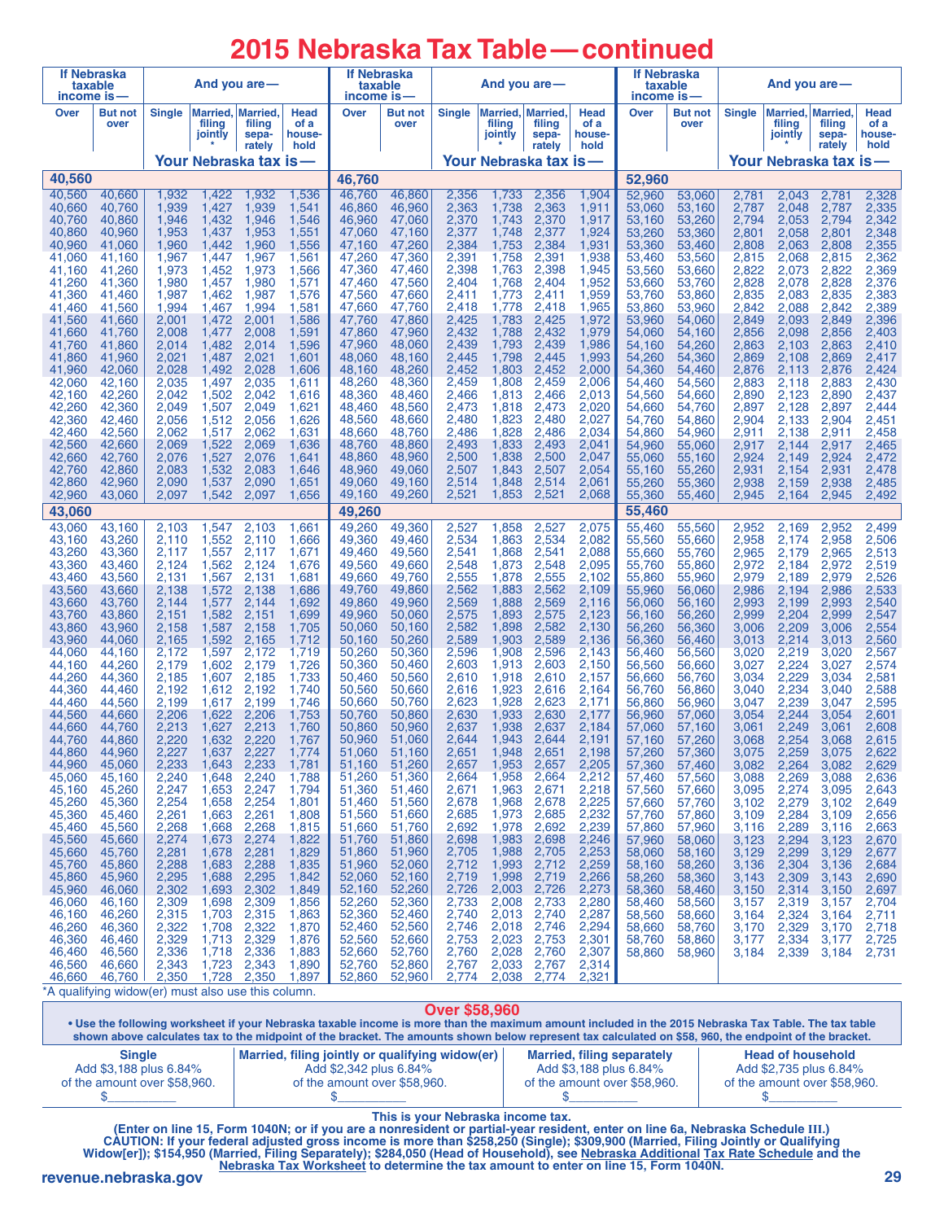# 2015 Nebraska Tax Table — continued

| If Nebraska taxable income is— | | And you are— | | | | If Nebraska taxable income is— | | And you are— | | | | If Nebraska taxable income is— | | And you are— | | | |
|---|---|---|---|---|---|---|---|---|---|---|---|---|---|---|---|---|---|
| Over | But not over | Single | Married, filing jointly * | Married, filing separately | Head of a household | Over | But not over | Single | Married, filing jointly * | Married, filing separately | Head of a household | Over | But not over | Single | Married, filing jointly * | Married, filing separately | Head of a household |
| | | Your Nebraska tax is— | | | | | | Your Nebraska tax is— | | | | | | Your Nebraska tax is— | | | |
| **40,560** | | | | | | **46,760** | | | | | | **52,960** | | | | | |
| 40,560 | 40,660 | 1,932 | 1,422 | 1,932 | 1,536 | 46,760 | 46,860 | 2,356 | 1,733 | 2,356 | 1,904 | 52,960 | 53,060 | 2,781 | 2,043 | 2,781 | 2,328 |
| 40,660 | 40,760 | 1,939 | 1,427 | 1,939 | 1,541 | 46,860 | 46,960 | 2,363 | 1,738 | 2,363 | 1,911 | 53,060 | 53,160 | 2,787 | 2,048 | 2,787 | 2,335 |
| 40,760 | 40,860 | 1,946 | 1,432 | 1,946 | 1,546 | 46,960 | 47,060 | 2,370 | 1,743 | 2,370 | 1,917 | 53,160 | 53,260 | 2,794 | 2,053 | 2,794 | 2,342 |
| 40,860 | 40,960 | 1,953 | 1,437 | 1,953 | 1,551 | 47,060 | 47,160 | 2,377 | 1,748 | 2,377 | 1,924 | 53,260 | 53,360 | 2,801 | 2,058 | 2,801 | 2,348 |
| 40,960 | 41,060 | 1,960 | 1,442 | 1,960 | 1,556 | 47,160 | 47,260 | 2,384 | 1,753 | 2,384 | 1,931 | 53,360 | 53,460 | 2,808 | 2,063 | 2,808 | 2,355 |
| 41,060 | 41,160 | 1,967 | 1,447 | 1,967 | 1,561 | 47,260 | 47,360 | 2,391 | 1,758 | 2,391 | 1,938 | 53,460 | 53,560 | 2,815 | 2,068 | 2,815 | 2,362 |
| 41,160 | 41,260 | 1,973 | 1,452 | 1,973 | 1,566 | 47,360 | 47,460 | 2,398 | 1,763 | 2,398 | 1,945 | 53,560 | 53,660 | 2,822 | 2,073 | 2,822 | 2,369 |
| 41,260 | 41,360 | 1,980 | 1,457 | 1,980 | 1,571 | 47,460 | 47,560 | 2,404 | 1,768 | 2,404 | 1,952 | 53,660 | 53,760 | 2,828 | 2,078 | 2,828 | 2,376 |
| 41,360 | 41,460 | 1,987 | 1,462 | 1,987 | 1,576 | 47,560 | 47,660 | 2,411 | 1,773 | 2,411 | 1,959 | 53,760 | 53,860 | 2,835 | 2,083 | 2,835 | 2,383 |
| 41,460 | 41,560 | 1,994 | 1,467 | 1,994 | 1,581 | 47,660 | 47,760 | 2,418 | 1,778 | 2,418 | 1,965 | 53,860 | 53,960 | 2,842 | 2,088 | 2,842 | 2,389 |
| 41,560 | 41,660 | 2,001 | 1,472 | 2,001 | 1,586 | 47,760 | 47,860 | 2,425 | 1,783 | 2,425 | 1,972 | 53,960 | 54,060 | 2,849 | 2,093 | 2,849 | 2,396 |
| 41,660 | 41,760 | 2,008 | 1,477 | 2,008 | 1,591 | 47,860 | 47,960 | 2,432 | 1,788 | 2,432 | 1,979 | 54,060 | 54,160 | 2,856 | 2,098 | 2,856 | 2,403 |
| 41,760 | 41,860 | 2,014 | 1,482 | 2,014 | 1,596 | 47,960 | 48,060 | 2,439 | 1,793 | 2,439 | 1,986 | 54,160 | 54,260 | 2,863 | 2,103 | 2,863 | 2,410 |
| 41,860 | 41,960 | 2,021 | 1,487 | 2,021 | 1,601 | 48,060 | 48,160 | 2,445 | 1,798 | 2,445 | 1,993 | 54,260 | 54,360 | 2,869 | 2,108 | 2,869 | 2,417 |
| 41,960 | 42,060 | 2,028 | 1,492 | 2,028 | 1,606 | 48,160 | 48,260 | 2,452 | 1,803 | 2,452 | 2,000 | 54,360 | 54,460 | 2,876 | 2,113 | 2,876 | 2,424 |
| 42,060 | 42,160 | 2,035 | 1,497 | 2,035 | 1,611 | 48,260 | 48,360 | 2,459 | 1,808 | 2,459 | 2,006 | 54,460 | 54,560 | 2,883 | 2,118 | 2,883 | 2,430 |
| 42,160 | 42,260 | 2,042 | 1,502 | 2,042 | 1,616 | 48,360 | 48,460 | 2,466 | 1,813 | 2,466 | 2,013 | 54,560 | 54,660 | 2,890 | 2,123 | 2,890 | 2,437 |
| 42,260 | 42,360 | 2,049 | 1,507 | 2,049 | 1,621 | 48,460 | 48,560 | 2,473 | 1,818 | 2,473 | 2,020 | 54,660 | 54,760 | 2,897 | 2,128 | 2,897 | 2,444 |
| 42,360 | 42,460 | 2,056 | 1,512 | 2,056 | 1,626 | 48,560 | 48,660 | 2,480 | 1,823 | 2,480 | 2,027 | 54,760 | 54,860 | 2,904 | 2,133 | 2,904 | 2,451 |
| 42,460 | 42,560 | 2,062 | 1,517 | 2,062 | 1,631 | 48,660 | 48,760 | 2,486 | 1,828 | 2,486 | 2,034 | 54,860 | 54,960 | 2,911 | 2,138 | 2,911 | 2,458 |
| 42,560 | 42,660 | 2,069 | 1,522 | 2,069 | 1,636 | 48,760 | 48,860 | 2,493 | 1,833 | 2,493 | 2,041 | 54,960 | 55,060 | 2,917 | 2,144 | 2,917 | 2,465 |
| 42,660 | 42,760 | 2,076 | 1,527 | 2,076 | 1,641 | 48,860 | 48,960 | 2,500 | 1,838 | 2,500 | 2,047 | 55,060 | 55,160 | 2,924 | 2,149 | 2,924 | 2,472 |
| 42,760 | 42,860 | 2,083 | 1,532 | 2,083 | 1,646 | 48,960 | 49,060 | 2,507 | 1,843 | 2,507 | 2,054 | 55,160 | 55,260 | 2,931 | 2,154 | 2,931 | 2,478 |
| 42,860 | 42,960 | 2,090 | 1,537 | 2,090 | 1,651 | 49,060 | 49,160 | 2,514 | 1,848 | 2,514 | 2,061 | 55,260 | 55,360 | 2,938 | 2,159 | 2,938 | 2,485 |
| 42,960 | 43,060 | 2,097 | 1,542 | 2,097 | 1,656 | 49,160 | 49,260 | 2,521 | 1,853 | 2,521 | 2,068 | 55,360 | 55,460 | 2,945 | 2,164 | 2,945 | 2,492 |
| **43,060** | | | | | | **49,260** | | | | | | **55,460** | | | | | |
| 43,060 | 43,160 | 2,103 | 1,547 | 2,103 | 1,661 | 49,260 | 49,360 | 2,527 | 1,858 | 2,527 | 2,075 | 55,460 | 55,560 | 2,952 | 2,169 | 2,952 | 2,499 |
| 43,160 | 43,260 | 2,110 | 1,552 | 2,110 | 1,666 | 49,360 | 49,460 | 2,534 | 1,863 | 2,534 | 2,082 | 55,560 | 55,660 | 2,958 | 2,174 | 2,958 | 2,506 |
| 43,260 | 43,360 | 2,117 | 1,557 | 2,117 | 1,671 | 49,460 | 49,560 | 2,541 | 1,868 | 2,541 | 2,088 | 55,660 | 55,760 | 2,965 | 2,179 | 2,965 | 2,513 |
| 43,360 | 43,460 | 2,124 | 1,562 | 2,124 | 1,676 | 49,560 | 49,660 | 2,548 | 1,873 | 2,548 | 2,095 | 55,760 | 55,860 | 2,972 | 2,184 | 2,972 | 2,519 |
| 43,460 | 43,560 | 2,131 | 1,567 | 2,131 | 1,681 | 49,660 | 49,760 | 2,555 | 1,878 | 2,555 | 2,102 | 55,860 | 55,960 | 2,979 | 2,189 | 2,979 | 2,526 |
| 43,560 | 43,660 | 2,138 | 1,572 | 2,138 | 1,686 | 49,760 | 49,860 | 2,562 | 1,883 | 2,562 | 2,109 | 55,960 | 56,060 | 2,986 | 2,194 | 2,986 | 2,533 |
| 43,660 | 43,760 | 2,144 | 1,577 | 2,144 | 1,692 | 49,860 | 49,960 | 2,569 | 1,888 | 2,569 | 2,116 | 56,060 | 56,160 | 2,993 | 2,199 | 2,993 | 2,540 |
| 43,760 | 43,860 | 2,151 | 1,582 | 2,151 | 1,699 | 49,960 | 50,060 | 2,575 | 1,893 | 2,575 | 2,123 | 56,160 | 56,260 | 2,999 | 2,204 | 2,999 | 2,547 |
| 43,860 | 43,960 | 2,158 | 1,587 | 2,158 | 1,705 | 50,060 | 50,160 | 2,582 | 1,898 | 2,582 | 2,130 | 56,260 | 56,360 | 3,006 | 2,209 | 3,006 | 2,554 |
| 43,960 | 44,060 | 2,165 | 1,592 | 2,165 | 1,712 | 50,160 | 50,260 | 2,589 | 1,903 | 2,589 | 2,136 | 56,360 | 56,460 | 3,013 | 2,214 | 3,013 | 2,560 |
| 44,060 | 44,160 | 2,172 | 1,597 | 2,172 | 1,719 | 50,260 | 50,360 | 2,596 | 1,908 | 2,596 | 2,143 | 56,460 | 56,560 | 3,020 | 2,219 | 3,020 | 2,567 |
| 44,160 | 44,260 | 2,179 | 1,602 | 2,179 | 1,726 | 50,360 | 50,460 | 2,603 | 1,913 | 2,603 | 2,150 | 56,560 | 56,660 | 3,027 | 2,224 | 3,027 | 2,574 |
| 44,260 | 44,360 | 2,185 | 1,607 | 2,185 | 1,733 | 50,460 | 50,560 | 2,610 | 1,918 | 2,610 | 2,157 | 56,660 | 56,760 | 3,034 | 2,229 | 3,034 | 2,581 |
| 44,360 | 44,460 | 2,192 | 1,612 | 2,192 | 1,740 | 50,560 | 50,660 | 2,616 | 1,923 | 2,616 | 2,164 | 56,760 | 56,860 | 3,040 | 2,234 | 3,040 | 2,588 |
| 44,460 | 44,560 | 2,199 | 1,617 | 2,199 | 1,746 | 50,660 | 50,760 | 2,623 | 1,928 | 2,623 | 2,171 | 56,860 | 56,960 | 3,047 | 2,239 | 3,047 | 2,595 |
| 44,560 | 44,660 | 2,206 | 1,622 | 2,206 | 1,753 | 50,760 | 50,860 | 2,630 | 1,933 | 2,630 | 2,177 | 56,960 | 57,060 | 3,054 | 2,244 | 3,054 | 2,601 |
| 44,660 | 44,760 | 2,213 | 1,627 | 2,213 | 1,760 | 50,860 | 50,960 | 2,637 | 1,938 | 2,637 | 2,184 | 57,060 | 57,160 | 3,061 | 2,249 | 3,061 | 2,608 |
| 44,760 | 44,860 | 2,220 | 1,632 | 2,220 | 1,767 | 50,960 | 51,060 | 2,644 | 1,943 | 2,644 | 2,191 | 57,160 | 57,260 | 3,068 | 2,254 | 3,068 | 2,615 |
| 44,860 | 44,960 | 2,227 | 1,637 | 2,227 | 1,774 | 51,060 | 51,160 | 2,651 | 1,948 | 2,651 | 2,198 | 57,260 | 57,360 | 3,075 | 2,259 | 3,075 | 2,622 |
| 44,960 | 45,060 | 2,233 | 1,643 | 2,233 | 1,781 | 51,160 | 51,260 | 2,657 | 1,953 | 2,657 | 2,205 | 57,360 | 57,460 | 3,082 | 2,264 | 3,082 | 2,629 |
| 45,060 | 45,160 | 2,240 | 1,648 | 2,240 | 1,788 | 51,260 | 51,360 | 2,664 | 1,958 | 2,664 | 2,212 | 57,460 | 57,560 | 3,088 | 2,269 | 3,088 | 2,636 |
| 45,160 | 45,260 | 2,247 | 1,653 | 2,247 | 1,794 | 51,360 | 51,460 | 2,671 | 1,963 | 2,671 | 2,218 | 57,560 | 57,660 | 3,095 | 2,274 | 3,095 | 2,643 |
| 45,260 | 45,360 | 2,254 | 1,658 | 2,254 | 1,801 | 51,460 | 51,560 | 2,678 | 1,968 | 2,678 | 2,225 | 57,660 | 57,760 | 3,102 | 2,279 | 3,102 | 2,649 |
| 45,360 | 45,460 | 2,261 | 1,663 | 2,261 | 1,808 | 51,560 | 51,660 | 2,685 | 1,973 | 2,685 | 2,232 | 57,760 | 57,860 | 3,109 | 2,284 | 3,109 | 2,656 |
| 45,460 | 45,560 | 2,268 | 1,668 | 2,268 | 1,815 | 51,660 | 51,760 | 2,692 | 1,978 | 2,692 | 2,239 | 57,860 | 57,960 | 3,116 | 2,289 | 3,116 | 2,663 |
| 45,560 | 45,660 | 2,274 | 1,673 | 2,274 | 1,822 | 51,760 | 51,860 | 2,698 | 1,983 | 2,698 | 2,246 | 57,960 | 58,060 | 3,123 | 2,294 | 3,123 | 2,670 |
| 45,660 | 45,760 | 2,281 | 1,678 | 2,281 | 1,829 | 51,860 | 51,960 | 2,705 | 1,988 | 2,705 | 2,253 | 58,060 | 58,160 | 3,129 | 2,299 | 3,129 | 2,677 |
| 45,760 | 45,860 | 2,288 | 1,683 | 2,288 | 1,835 | 51,960 | 52,060 | 2,712 | 1,993 | 2,712 | 2,259 | 58,160 | 58,260 | 3,136 | 2,304 | 3,136 | 2,684 |
| 45,860 | 45,960 | 2,295 | 1,688 | 2,295 | 1,842 | 52,060 | 52,160 | 2,719 | 1,998 | 2,719 | 2,266 | 58,260 | 58,360 | 3,143 | 2,309 | 3,143 | 2,690 |
| 45,960 | 46,060 | 2,302 | 1,693 | 2,302 | 1,849 | 52,160 | 52,260 | 2,726 | 2,003 | 2,726 | 2,273 | 58,360 | 58,460 | 3,150 | 2,314 | 3,150 | 2,697 |
| 46,060 | 46,160 | 2,309 | 1,698 | 2,309 | 1,856 | 52,260 | 52,360 | 2,733 | 2,008 | 2,733 | 2,280 | 58,460 | 58,560 | 3,157 | 2,319 | 3,157 | 2,704 |
| 46,160 | 46,260 | 2,315 | 1,703 | 2,315 | 1,863 | 52,360 | 52,460 | 2,740 | 2,013 | 2,740 | 2,287 | 58,560 | 58,660 | 3,164 | 2,324 | 3,164 | 2,711 |
| 46,260 | 46,360 | 2,322 | 1,708 | 2,322 | 1,870 | 52,460 | 52,560 | 2,746 | 2,018 | 2,746 | 2,294 | 58,660 | 58,760 | 3,170 | 2,329 | 3,170 | 2,718 |
| 46,360 | 46,460 | 2,329 | 1,713 | 2,329 | 1,876 | 52,560 | 52,660 | 2,753 | 2,023 | 2,753 | 2,301 | 58,760 | 58,860 | 3,177 | 2,334 | 3,177 | 2,725 |
| 46,460 | 46,560 | 2,336 | 1,718 | 2,336 | 1,883 | 52,660 | 52,760 | 2,760 | 2,028 | 2,760 | 2,307 | 58,860 | 58,960 | 3,184 | 2,339 | 3,184 | 2,731 |
| 46,560 | 46,660 | 2,343 | 1,723 | 2,343 | 1,890 | 52,760 | 52,860 | 2,767 | 2,033 | 2,767 | 2,314 | | | | | | |
| 46,660 | 46,760 | 2,350 | 1,728 | 2,350 | 1,897 | 52,860 | 52,960 | 2,774 | 2,038 | 2,774 | 2,321 | | | | | | |

*A qualifying widow(er) must also use this column.

## Over $58,960

**• Use the following worksheet if your Nebraska taxable income is more than the maximum amount included in the 2015 Nebraska Tax Table. The tax table shown above calculates tax to the midpoint of the bracket. The amounts shown below represent tax calculated on $58, 960, the endpoint of the bracket.**

| Single | Married, filing jointly or qualifying widow(er) | Married, filing separately | Head of household |
|---|---|---|---|
| Add $3,188 plus 6.84% of the amount over $58,960. | Add $2,342 plus 6.84% of the amount over $58,960. | Add $3,188 plus 6.84% of the amount over $58,960. | Add $2,735 plus 6.84% of the amount over $58,960. |
| $__________ | $__________ | $__________ | $__________ |

**This is your Nebraska income tax.**

**(Enter on line 15, Form 1040N; or if you are a nonresident or partial-year resident, enter on line 6a, Nebraska Schedule III.)**
**CAUTION: If your federal adjusted gross income is more than $258,250 (Single); $309,900 (Married, Filing Jointly or Qualifying Widow[er]); $154,950 (Married, Filing Separately); $284,050 (Head of Household), see Nebraska Additional Tax Rate Schedule and the Nebraska Tax Worksheet to determine the tax amount to enter on line 15, Form 1040N.**

revenue.nebraska.gov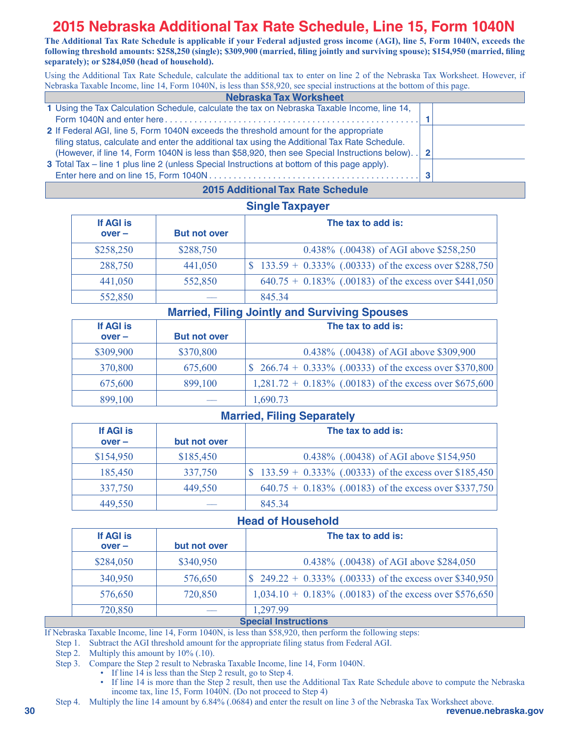# 2015 Nebraska Additional Tax Rate Schedule, Line 15, Form 1040N

**The Additional Tax Rate Schedule is applicable if your Federal adjusted gross income (AGI), line 5, Form 1040N, exceeds the following threshold amounts: $258,250 (single); $309,900 (married, filing jointly and surviving spouse); $154,950 (married, filing separately); or $284,050 (head of household).**

Using the Additional Tax Rate Schedule, calculate the additional tax to enter on line 2 of the Nebraska Tax Worksheet. However, if Nebraska Taxable Income, line 14, Form 1040N, is less than $58,920, see special instructions at the bottom of this page.

## Nebraska Tax Worksheet

| | | |
|---|---|---|
| **1** Using the Tax Calculation Schedule, calculate the tax on Nebraska Taxable Income, line 14, Form 1040N and enter here . . . . . . . . . . . . . . . . . . . . . . . . . . . . . . . . . . . . . . . . . . . . . . . . . . . . . . | **1** | |
| **2** If Federal AGI, line 5, Form 1040N exceeds the threshold amount for the appropriate filing status, calculate and enter the additional tax using the Additional Tax Rate Schedule. (However, if line 14, Form 1040N is less than $58,920, then see Special Instructions below). . | **2** | |
| **3** Total Tax – line 1 plus line 2 (unless Special Instructions at bottom of this page apply). Enter here and on line 15, Form 1040N . . . . . . . . . . . . . . . . . . . . . . . . . . . . . . . . . . . . . . . . . | **3** | |

## 2015 Additional Tax Rate Schedule

### Single Taxpayer

| If AGI is over – | But not over | The tax to add is: |
|---|---|---|
| $258,250 | $288,750 | 0.438% (.00438) of AGI above $258,250 |
| 288,750 | 441,050 | $ 133.59 + 0.333% (.00333) of the excess over $288,750 |
| 441,050 | 552,850 | 640.75 + 0.183% (.00183) of the excess over $441,050 |
| 552,850 | — | 845.34 |

### Married, Filing Jointly and Surviving Spouses

| If AGI is over – | But not over | The tax to add is: |
|---|---|---|
| $309,900 | $370,800 | 0.438% (.00438) of AGI above $309,900 |
| 370,800 | 675,600 | $ 266.74 + 0.333% (.00333) of the excess over $370,800 |
| 675,600 | 899,100 | 1,281.72 + 0.183% (.00183) of the excess over $675,600 |
| 899,100 | — | 1,690.73 |

### Married, Filing Separately

| If AGI is over – | but not over | The tax to add is: |
|---|---|---|
| $154,950 | $185,450 | 0.438% (.00438) of AGI above $154,950 |
| 185,450 | 337,750 | $ 133.59 + 0.333% (.00333) of the excess over $185,450 |
| 337,750 | 449,550 | 640.75 + 0.183% (.00183) of the excess over $337,750 |
| 449,550 | — | 845.34 |

### Head of Household

| If AGI is over – | but not over | The tax to add is: |
|---|---|---|
| $284,050 | $340,950 | 0.438% (.00438) of AGI above $284,050 |
| 340,950 | 576,650 | $ 249.22 + 0.333% (.00333) of the excess over $340,950 |
| 576,650 | 720,850 | 1,034.10 + 0.183% (.00183) of the excess over $576,650 |
| 720,850 | — | 1,297.99 |

## Special Instructions

If Nebraska Taxable Income, line 14, Form 1040N, is less than $58,920, then perform the following steps:

Step 1. Subtract the AGI threshold amount for the appropriate filing status from Federal AGI.

Step 2. Multiply this amount by 10% (.10).

Step 3. Compare the Step 2 result to Nebraska Taxable Income, line 14, Form 1040N.

- If line 14 is less than the Step 2 result, go to Step 4.
- If line 14 is more than the Step 2 result, then use the Additional Tax Rate Schedule above to compute the Nebraska income tax, line 15, Form 1040N. (Do not proceed to Step 4)

Step 4. Multiply the line 14 amount by 6.84% (.0684) and enter the result on line 3 of the Nebraska Tax Worksheet above.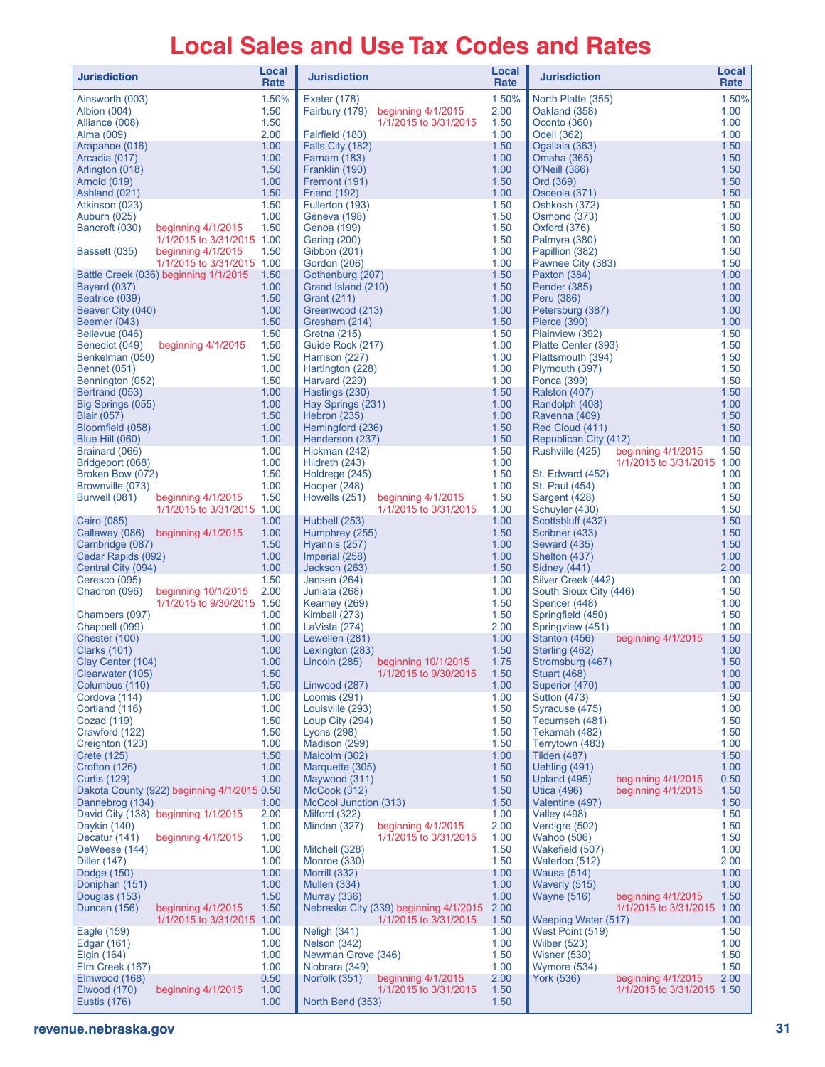# Local Sales and Use Tax Codes and Rates

| Jurisdiction | Local Rate |
|---|---|
| Ainsworth (003) | 1.50% |
| Albion (004) | 1.50 |
| Alliance (008) | 1.50 |
| Alma (009) | 2.00 |
| Arapahoe (016) | 1.00 |
| Arcadia (017) | 1.00 |
| Arlington (018) | 1.50 |
| Arnold (019) | 1.00 |
| Ashland (021) | 1.50 |
| Atkinson (023) | 1.50 |
| Auburn (025) | 1.00 |
| Bancroft (030) beginning 4/1/2015 | 1.50 |
| 1/1/2015 to 3/31/2015 | 1.00 |
| Bassett (035) beginning 4/1/2015 | 1.50 |
| 1/1/2015 to 3/31/2015 | 1.00 |
| Battle Creek (036) beginning 1/1/2015 | 1.50 |
| Bayard (037) | 1.00 |
| Beatrice (039) | 1.50 |
| Beaver City (040) | 1.00 |
| Beemer (043) | 1.50 |
| Bellevue (046) | 1.50 |
| Benedict (049) beginning 4/1/2015 | 1.50 |
| Benkelman (050) | 1.50 |
| Bennet (051) | 1.00 |
| Bennington (052) | 1.50 |
| Bertrand (053) | 1.00 |
| Big Springs (055) | 1.00 |
| Blair (057) | 1.50 |
| Bloomfield (058) | 1.00 |
| Blue Hill (060) | 1.00 |
| Brainard (066) | 1.00 |
| Bridgeport (068) | 1.00 |
| Broken Bow (072) | 1.50 |
| Brownville (073) | 1.00 |
| Burwell (081) beginning 4/1/2015 | 1.50 |
| 1/1/2015 to 3/31/2015 | 1.00 |
| Cairo (085) | 1.00 |
| Callaway (086) beginning 4/1/2015 | 1.00 |
| Cambridge (087) | 1.50 |
| Cedar Rapids (092) | 1.00 |
| Central City (094) | 1.00 |
| Ceresco (095) | 1.50 |
| Chadron (096) beginning 10/1/2015 | 2.00 |
| 1/1/2015 to 9/30/2015 | 1.50 |
| Chambers (097) | 1.00 |
| Chappell (099) | 1.00 |
| Chester (100) | 1.00 |
| Clarks (101) | 1.00 |
| Clay Center (104) | 1.00 |
| Clearwater (105) | 1.50 |
| Columbus (110) | 1.50 |
| Cordova (114) | 1.00 |
| Cortland (116) | 1.00 |
| Cozad (119) | 1.50 |
| Crawford (122) | 1.50 |
| Creighton (123) | 1.00 |
| Crete (125) | 1.50 |
| Crofton (126) | 1.00 |
| Curtis (129) | 1.00 |
| Dakota County (922) beginning 4/1/2015 | 0.50 |
| Dannebrog (134) | 1.00 |
| David City (138) beginning 1/1/2015 | 2.00 |
| Daykin (140) | 1.00 |
| Decatur (141) beginning 4/1/2015 | 1.00 |
| DeWeese (144) | 1.00 |
| Diller (147) | 1.00 |
| Dodge (150) | 1.00 |
| Doniphan (151) | 1.00 |
| Douglas (153) | 1.50 |
| Duncan (156) beginning 4/1/2015 | 1.50 |
| 1/1/2015 to 3/31/2015 | 1.00 |
| Eagle (159) | 1.00 |
| Edgar (161) | 1.00 |
| Elgin (164) | 1.00 |
| Elm Creek (167) | 1.00 |
| Elmwood (168) | 0.50 |
| Elwood (170) beginning 4/1/2015 | 1.00 |
| Eustis (176) | 1.00 |
| Exeter (178) | 1.50% |
| Fairbury (179) beginning 4/1/2015 | 2.00 |
| 1/1/2015 to 3/31/2015 | 1.50 |
| Fairfield (180) | 1.00 |
| Falls City (182) | 1.50 |
| Farnam (183) | 1.00 |
| Franklin (190) | 1.00 |
| Fremont (191) | 1.50 |
| Friend (192) | 1.00 |
| Fullerton (193) | 1.50 |
| Geneva (198) | 1.50 |
| Genoa (199) | 1.50 |
| Gering (200) | 1.50 |
| Gibbon (201) | 1.00 |
| Gordon (206) | 1.00 |
| Gothenburg (207) | 1.50 |
| Grand Island (210) | 1.50 |
| Grant (211) | 1.00 |
| Greenwood (213) | 1.00 |
| Gresham (214) | 1.50 |
| Gretna (215) | 1.50 |
| Guide Rock (217) | 1.00 |
| Harrison (227) | 1.00 |
| Hartington (228) | 1.00 |
| Harvard (229) | 1.00 |
| Hastings (230) | 1.50 |
| Hay Springs (231) | 1.00 |
| Hebron (235) | 1.00 |
| Hemingford (236) | 1.50 |
| Henderson (237) | 1.50 |
| Hickman (242) | 1.50 |
| Hildreth (243) | 1.00 |
| Holdrege (245) | 1.50 |
| Hooper (248) | 1.00 |
| Howells (251) beginning 4/1/2015 | 1.50 |
| 1/1/2015 to 3/31/2015 | 1.00 |
| Hubbell (253) | 1.00 |
| Humphrey (255) | 1.50 |
| Hyannis (257) | 1.00 |
| Imperial (258) | 1.00 |
| Jackson (263) | 1.50 |
| Jansen (264) | 1.00 |
| Juniata (268) | 1.00 |
| Kearney (269) | 1.50 |
| Kimball (273) | 1.50 |
| LaVista (274) | 2.00 |
| Lewellen (281) | 1.00 |
| Lexington (283) | 1.50 |
| Lincoln (285) beginning 10/1/2015 | 1.75 |
| 1/1/2015 to 9/30/2015 | 1.50 |
| Linwood (287) | 1.00 |
| Loomis (291) | 1.00 |
| Louisville (293) | 1.50 |
| Loup City (294) | 1.50 |
| Lyons (298) | 1.50 |
| Madison (299) | 1.50 |
| Malcolm (302) | 1.00 |
| Marquette (305) | 1.50 |
| Maywood (311) | 1.50 |
| McCook (312) | 1.50 |
| McCool Junction (313) | 1.50 |
| Milford (322) | 1.00 |
| Minden (327) beginning 4/1/2015 | 2.00 |
| 1/1/2015 to 3/31/2015 | 1.00 |
| Mitchell (328) | 1.50 |
| Monroe (330) | 1.50 |
| Morrill (332) | 1.00 |
| Mullen (334) | 1.00 |
| Murray (336) | 1.00 |
| Nebraska City (339) beginning 4/1/2015 | 2.00 |
| 1/1/2015 to 3/31/2015 | 1.50 |
| Neligh (341) | 1.00 |
| Nelson (342) | 1.00 |
| Newman Grove (346) | 1.50 |
| Niobrara (349) | 1.00 |
| Norfolk (351) beginning 4/1/2015 | 2.00 |
| 1/1/2015 to 3/31/2015 | 1.50 |
| North Bend (353) | 1.50 |
| North Platte (355) | 1.50% |
| Oakland (358) | 1.00 |
| Oconto (360) | 1.00 |
| Odell (362) | 1.00 |
| Ogallala (363) | 1.50 |
| Omaha (365) | 1.50 |
| O'Neill (366) | 1.50 |
| Ord (369) | 1.50 |
| Osceola (371) | 1.50 |
| Oshkosh (372) | 1.50 |
| Osmond (373) | 1.00 |
| Oxford (376) | 1.50 |
| Palmyra (380) | 1.00 |
| Papillion (382) | 1.50 |
| Pawnee City (383) | 1.50 |
| Paxton (384) | 1.00 |
| Pender (385) | 1.00 |
| Peru (386) | 1.00 |
| Petersburg (387) | 1.00 |
| Pierce (390) | 1.00 |
| Plainview (392) | 1.50 |
| Platte Center (393) | 1.50 |
| Plattsmouth (394) | 1.50 |
| Plymouth (397) | 1.50 |
| Ponca (399) | 1.50 |
| Ralston (407) | 1.50 |
| Randolph (408) | 1.00 |
| Ravenna (409) | 1.50 |
| Red Cloud (411) | 1.50 |
| Republican City (412) | 1.00 |
| Rushville (425) beginning 4/1/2015 | 1.50 |
| 1/1/2015 to 3/31/2015 | 1.00 |
| St. Edward (452) | 1.00 |
| St. Paul (454) | 1.00 |
| Sargent (428) | 1.50 |
| Schuyler (430) | 1.50 |
| Scottsbluff (432) | 1.50 |
| Scribner (433) | 1.50 |
| Seward (435) | 1.50 |
| Shelton (437) | 1.00 |
| Sidney (441) | 2.00 |
| Silver Creek (442) | 1.00 |
| South Sioux City (446) | 1.50 |
| Spencer (448) | 1.00 |
| Springfield (450) | 1.50 |
| Springview (451) | 1.00 |
| Stanton (456) beginning 4/1/2015 | 1.50 |
| Sterling (462) | 1.00 |
| Stromsburg (467) | 1.50 |
| Stuart (468) | 1.00 |
| Superior (470) | 1.00 |
| Sutton (473) | 1.50 |
| Syracuse (475) | 1.00 |
| Tecumseh (481) | 1.50 |
| Tekamah (482) | 1.50 |
| Terrytown (483) | 1.00 |
| Tilden (487) | 1.50 |
| Uehling (491) | 1.00 |
| Upland (495) beginning 4/1/2015 | 0.50 |
| Utica (496) beginning 4/1/2015 | 1.50 |
| Valentine (497) | 1.50 |
| Valley (498) | 1.50 |
| Verdigre (502) | 1.50 |
| Wahoo (506) | 1.50 |
| Wakefield (507) | 1.00 |
| Waterloo (512) | 2.00 |
| Wausa (514) | 1.00 |
| Waverly (515) | 1.00 |
| Wayne (516) beginning 4/1/2015 | 1.50 |
| 1/1/2015 to 3/31/2015 | 1.00 |
| Weeping Water (517) | 1.00 |
| West Point (519) | 1.50 |
| Wilber (523) | 1.00 |
| Wisner (530) | 1.50 |
| Wymore (534) | 1.50 |
| York (536) beginning 4/1/2015 | 2.00 |
| 1/1/2015 to 3/31/2015 | 1.50 |

revenue.nebraska.gov